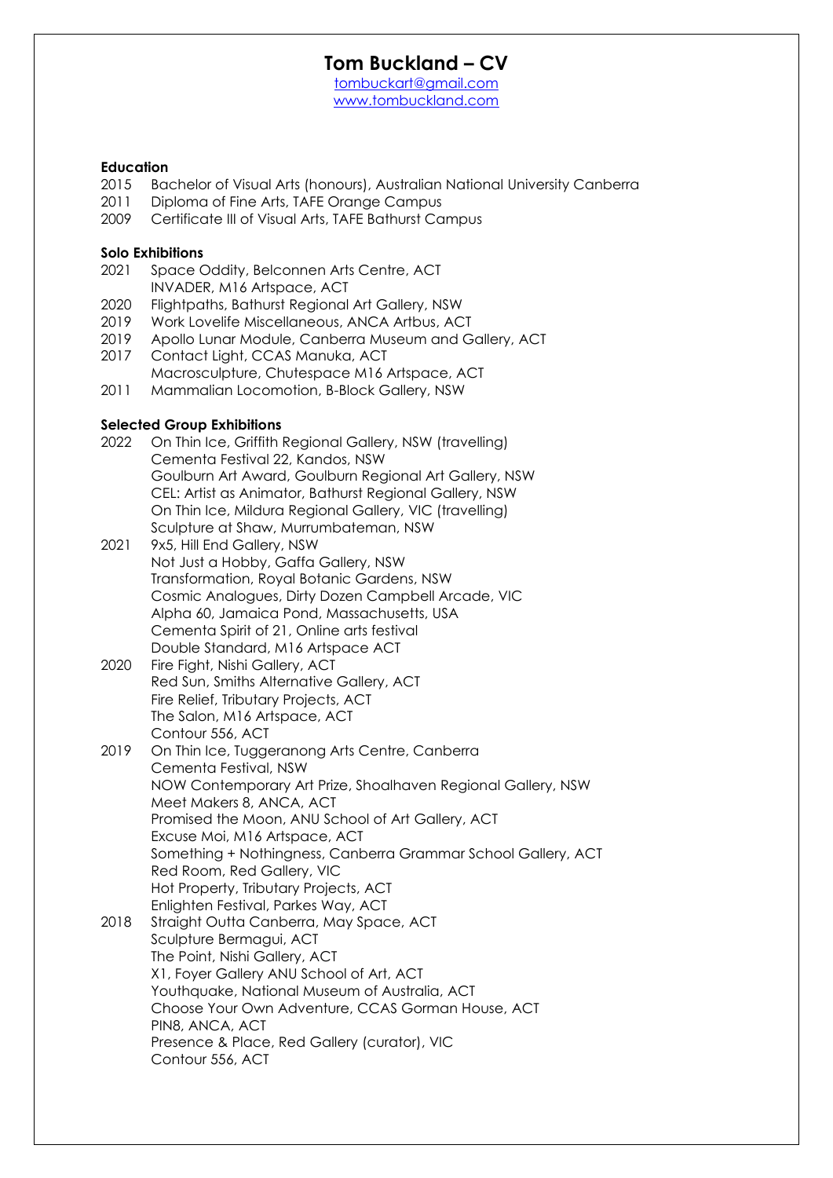# Tom Buckland – CV

tombuckart@gmail.com
www.tombuckland.com

**Education**

2015 Bachelor of Visual Arts (honours), Australian National University Canberra
2011 Diploma of Fine Arts, TAFE Orange Campus
2009 Certificate III of Visual Arts, TAFE Bathurst Campus

**Solo Exhibitions**

2021 Space Oddity, Belconnen Arts Centre, ACT
INVADER, M16 Artspace, ACT
2020 Flightpaths, Bathurst Regional Art Gallery, NSW
2019 Work Lovelife Miscellaneous, ANCA Artbus, ACT
2019 Apollo Lunar Module, Canberra Museum and Gallery, ACT
2017 Contact Light, CCAS Manuka, ACT
Macrosculpture, Chutespace M16 Artspace, ACT
2011 Mammalian Locomotion, B-Block Gallery, NSW

**Selected Group Exhibitions**

2022 On Thin Ice, Griffith Regional Gallery, NSW (travelling)
Cementa Festival 22, Kandos, NSW
Goulburn Art Award, Goulburn Regional Art Gallery, NSW
CEL: Artist as Animator, Bathurst Regional Gallery, NSW
On Thin Ice, Mildura Regional Gallery, VIC (travelling)
Sculpture at Shaw, Murrumbateman, NSW
2021 9x5, Hill End Gallery, NSW
Not Just a Hobby, Gaffa Gallery, NSW
Transformation, Royal Botanic Gardens, NSW
Cosmic Analogues, Dirty Dozen Campbell Arcade, VIC
Alpha 60, Jamaica Pond, Massachusetts, USA
Cementa Spirit of 21, Online arts festival
Double Standard, M16 Artspace ACT
2020 Fire Fight, Nishi Gallery, ACT
Red Sun, Smiths Alternative Gallery, ACT
Fire Relief, Tributary Projects, ACT
The Salon, M16 Artspace, ACT
Contour 556, ACT
2019 On Thin Ice, Tuggeranong Arts Centre, Canberra
Cementa Festival, NSW
NOW Contemporary Art Prize, Shoalhaven Regional Gallery, NSW
Meet Makers 8, ANCA, ACT
Promised the Moon, ANU School of Art Gallery, ACT
Excuse Moi, M16 Artspace, ACT
Something + Nothingness, Canberra Grammar School Gallery, ACT
Red Room, Red Gallery, VIC
Hot Property, Tributary Projects, ACT
Enlighten Festival, Parkes Way, ACT
2018 Straight Outta Canberra, May Space, ACT
Sculpture Bermagui, ACT
The Point, Nishi Gallery, ACT
X1, Foyer Gallery ANU School of Art, ACT
Youthquake, National Museum of Australia, ACT
Choose Your Own Adventure, CCAS Gorman House, ACT
PIN8, ANCA, ACT
Presence & Place, Red Gallery (curator), VIC
Contour 556, ACT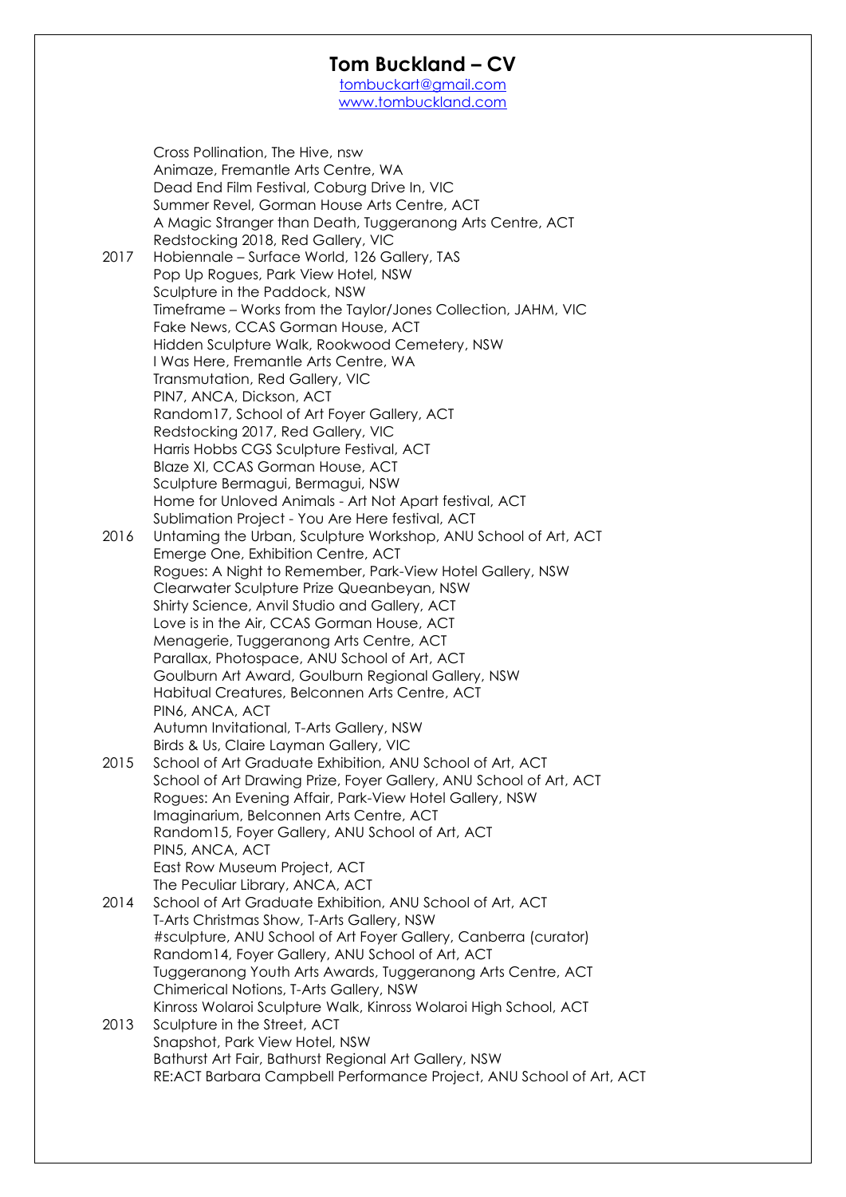# Tom Buckland – CV

tombuckart@gmail.com
www.tombuckland.com

Cross Pollination, The Hive, nsw
Animaze, Fremantle Arts Centre, WA
Dead End Film Festival, Coburg Drive In, VIC
Summer Revel, Gorman House Arts Centre, ACT
A Magic Stranger than Death, Tuggeranong Arts Centre, ACT
Redstocking 2018, Red Gallery, VIC

**2017**
Hobiennale – Surface World, 126 Gallery, TAS
Pop Up Rogues, Park View Hotel, NSW
Sculpture in the Paddock, NSW
Timeframe – Works from the Taylor/Jones Collection, JAHM, VIC
Fake News, CCAS Gorman House, ACT
Hidden Sculpture Walk, Rookwood Cemetery, NSW
I Was Here, Fremantle Arts Centre, WA
Transmutation, Red Gallery, VIC
PIN7, ANCA, Dickson, ACT
Random17, School of Art Foyer Gallery, ACT
Redstocking 2017, Red Gallery, VIC
Harris Hobbs CGS Sculpture Festival, ACT
Blaze XI, CCAS Gorman House, ACT
Sculpture Bermagui, Bermagui, NSW
Home for Unloved Animals - Art Not Apart festival, ACT
Sublimation Project - You Are Here festival, ACT

**2016**
Untaming the Urban, Sculpture Workshop, ANU School of Art, ACT
Emerge One, Exhibition Centre, ACT
Rogues: A Night to Remember, Park-View Hotel Gallery, NSW
Clearwater Sculpture Prize Queanbeyan, NSW
Shirty Science, Anvil Studio and Gallery, ACT
Love is in the Air, CCAS Gorman House, ACT
Menagerie, Tuggeranong Arts Centre, ACT
Parallax, Photospace, ANU School of Art, ACT
Goulburn Art Award, Goulburn Regional Gallery, NSW
Habitual Creatures, Belconnen Arts Centre, ACT
PIN6, ANCA, ACT
Autumn Invitational, T-Arts Gallery, NSW
Birds & Us, Claire Layman Gallery, VIC

**2015**
School of Art Graduate Exhibition, ANU School of Art, ACT
School of Art Drawing Prize, Foyer Gallery, ANU School of Art, ACT
Rogues: An Evening Affair, Park-View Hotel Gallery, NSW
Imaginarium, Belconnen Arts Centre, ACT
Random15, Foyer Gallery, ANU School of Art, ACT
PIN5, ANCA, ACT
East Row Museum Project, ACT
The Peculiar Library, ANCA, ACT

**2014**
School of Art Graduate Exhibition, ANU School of Art, ACT
T-Arts Christmas Show, T-Arts Gallery, NSW
#sculpture, ANU School of Art Foyer Gallery, Canberra (curator)
Random14, Foyer Gallery, ANU School of Art, ACT
Tuggeranong Youth Arts Awards, Tuggeranong Arts Centre, ACT
Chimerical Notions, T-Arts Gallery, NSW
Kinross Wolaroi Sculpture Walk, Kinross Wolaroi High School, ACT

**2013**
Sculpture in the Street, ACT
Snapshot, Park View Hotel, NSW
Bathurst Art Fair, Bathurst Regional Art Gallery, NSW
RE:ACT Barbara Campbell Performance Project, ANU School of Art, ACT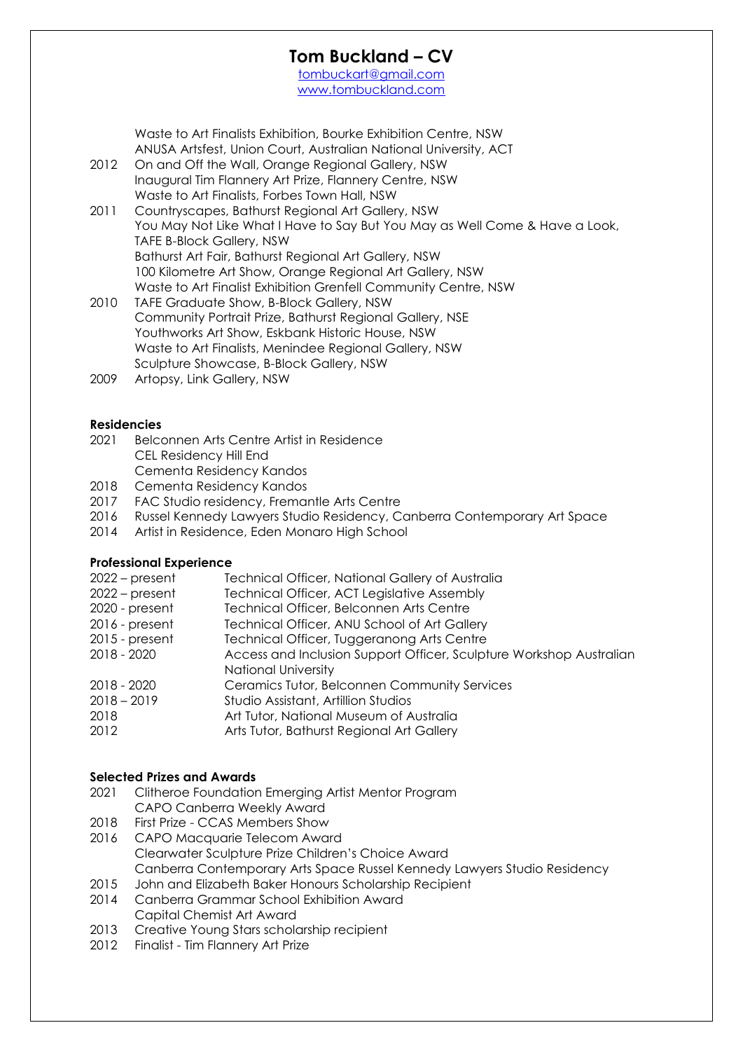# Tom Buckland – CV

tombuckart@gmail.com
www.tombuckland.com

| | |
|---|---|
| | Waste to Art Finalists Exhibition, Bourke Exhibition Centre, NSW |
| | ANUSA Artsfest, Union Court, Australian National University, ACT |
| 2012 | On and Off the Wall, Orange Regional Gallery, NSW |
| | Inaugural Tim Flannery Art Prize, Flannery Centre, NSW |
| | Waste to Art Finalists, Forbes Town Hall, NSW |
| 2011 | Countryscapes, Bathurst Regional Art Gallery, NSW |
| | You May Not Like What I Have to Say But You May as Well Come & Have a Look, TAFE B-Block Gallery, NSW |
| | Bathurst Art Fair, Bathurst Regional Art Gallery, NSW |
| | 100 Kilometre Art Show, Orange Regional Art Gallery, NSW |
| | Waste to Art Finalist Exhibition Grenfell Community Centre, NSW |
| 2010 | TAFE Graduate Show, B-Block Gallery, NSW |
| | Community Portrait Prize, Bathurst Regional Gallery, NSE |
| | Youthworks Art Show, Eskbank Historic House, NSW |
| | Waste to Art Finalists, Menindee Regional Gallery, NSW |
| | Sculpture Showcase, B-Block Gallery, NSW |
| 2009 | Artopsy, Link Gallery, NSW |

**Residencies**

| | |
|---|---|
| 2021 | Belconnen Arts Centre Artist in Residence |
| | CEL Residency Hill End |
| | Cementa Residency Kandos |
| 2018 | Cementa Residency Kandos |
| 2017 | FAC Studio residency, Fremantle Arts Centre |
| 2016 | Russel Kennedy Lawyers Studio Residency, Canberra Contemporary Art Space |
| 2014 | Artist in Residence, Eden Monaro High School |

**Professional Experience**

| | |
|---|---|
| 2022 – present | Technical Officer, National Gallery of Australia |
| 2022 – present | Technical Officer, ACT Legislative Assembly |
| 2020 - present | Technical Officer, Belconnen Arts Centre |
| 2016 - present | Technical Officer, ANU School of Art Gallery |
| 2015 - present | Technical Officer, Tuggeranong Arts Centre |
| 2018 - 2020 | Access and Inclusion Support Officer, Sculpture Workshop Australian National University |
| 2018 - 2020 | Ceramics Tutor, Belconnen Community Services |
| 2018 – 2019 | Studio Assistant, Artillion Studios |
| 2018 | Art Tutor, National Museum of Australia |
| 2012 | Arts Tutor, Bathurst Regional Art Gallery |

**Selected Prizes and Awards**

| | |
|---|---|
| 2021 | Clitheroe Foundation Emerging Artist Mentor Program |
| | CAPO Canberra Weekly Award |
| 2018 | First Prize - CCAS Members Show |
| 2016 | CAPO Macquarie Telecom Award |
| | Clearwater Sculpture Prize Children's Choice Award |
| | Canberra Contemporary Arts Space Russel Kennedy Lawyers Studio Residency |
| 2015 | John and Elizabeth Baker Honours Scholarship Recipient |
| 2014 | Canberra Grammar School Exhibition Award |
| | Capital Chemist Art Award |
| 2013 | Creative Young Stars scholarship recipient |
| 2012 | Finalist - Tim Flannery Art Prize |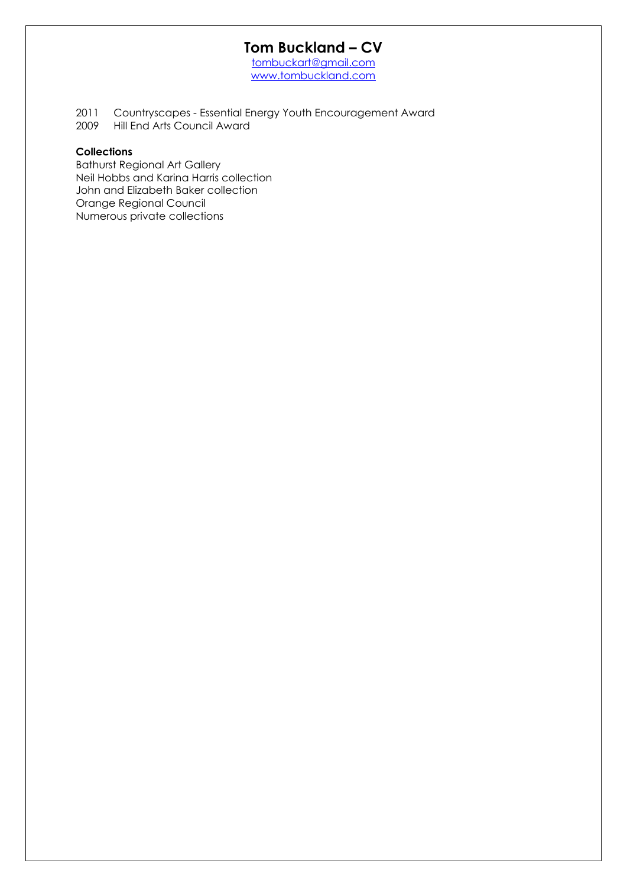# Tom Buckland – CV

tombuckart@gmail.com
www.tombuckland.com

2011 Countryscapes - Essential Energy Youth Encouragement Award
2009 Hill End Arts Council Award

**Collections**

Bathurst Regional Art Gallery
Neil Hobbs and Karina Harris collection
John and Elizabeth Baker collection
Orange Regional Council
Numerous private collections